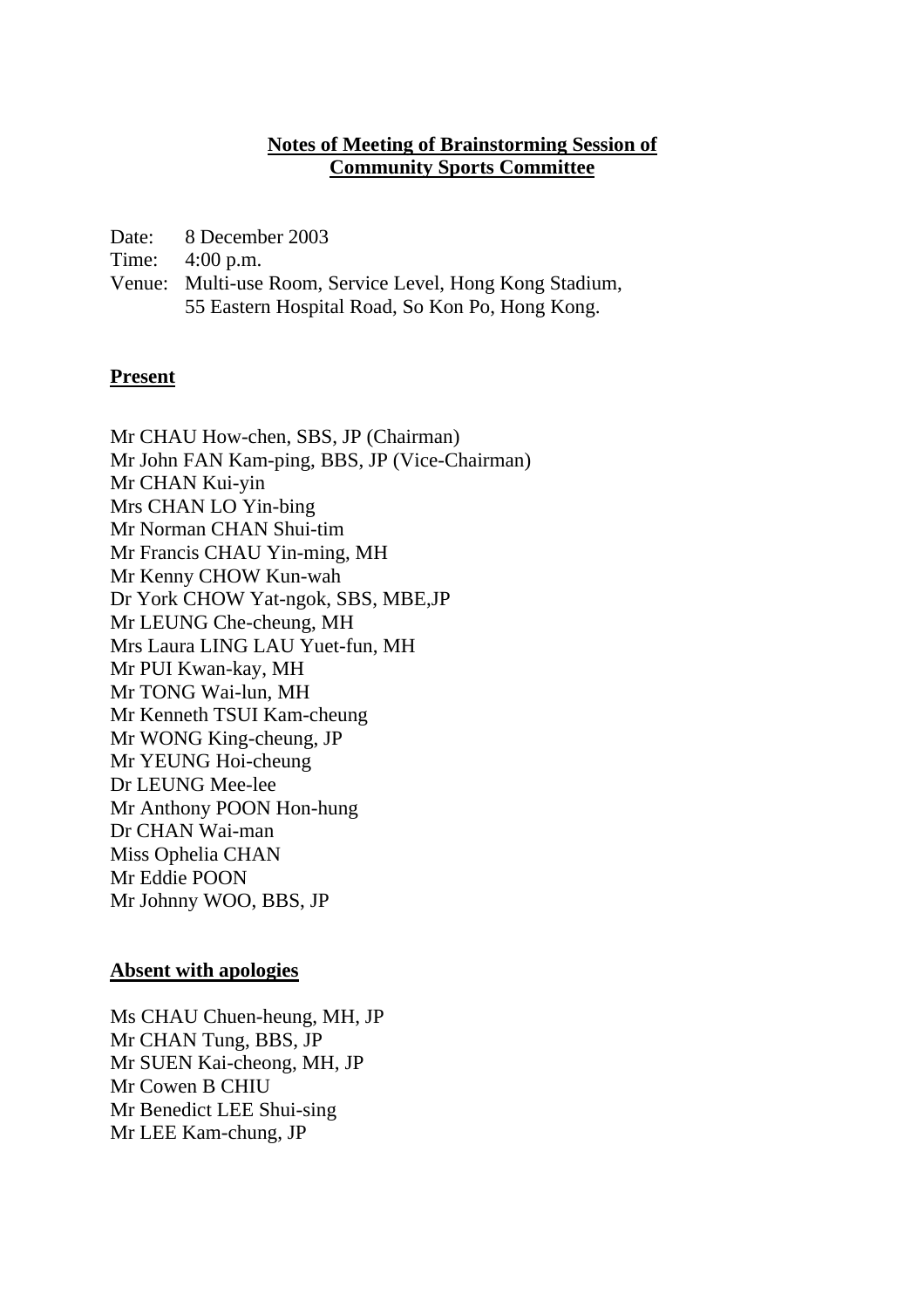# **Notes of Meeting of Brainstorming Session of Community Sports Committee**

Date: 8 December 2003
Time: 4:00 p.m.
Venue: Multi-use Room, Service Level, Hong Kong Stadium,
55 Eastern Hospital Road, So Kon Po, Hong Kong.

## **Present**

Mr CHAU How-chen, SBS, JP (Chairman)
Mr John FAN Kam-ping, BBS, JP (Vice-Chairman)
Mr CHAN Kui-yin
Mrs CHAN LO Yin-bing
Mr Norman CHAN Shui-tim
Mr Francis CHAU Yin-ming, MH
Mr Kenny CHOW Kun-wah
Dr York CHOW Yat-ngok, SBS, MBE,JP
Mr LEUNG Che-cheung, MH
Mrs Laura LING LAU Yuet-fun, MH
Mr PUI Kwan-kay, MH
Mr TONG Wai-lun, MH
Mr Kenneth TSUI Kam-cheung
Mr WONG King-cheung, JP
Mr YEUNG Hoi-cheung
Dr LEUNG Mee-lee
Mr Anthony POON Hon-hung
Dr CHAN Wai-man
Miss Ophelia CHAN
Mr Eddie POON
Mr Johnny WOO, BBS, JP

## **Absent with apologies**

Ms CHAU Chuen-heung, MH, JP
Mr CHAN Tung, BBS, JP
Mr SUEN Kai-cheong, MH, JP
Mr Cowen B CHIU
Mr Benedict LEE Shui-sing
Mr LEE Kam-chung, JP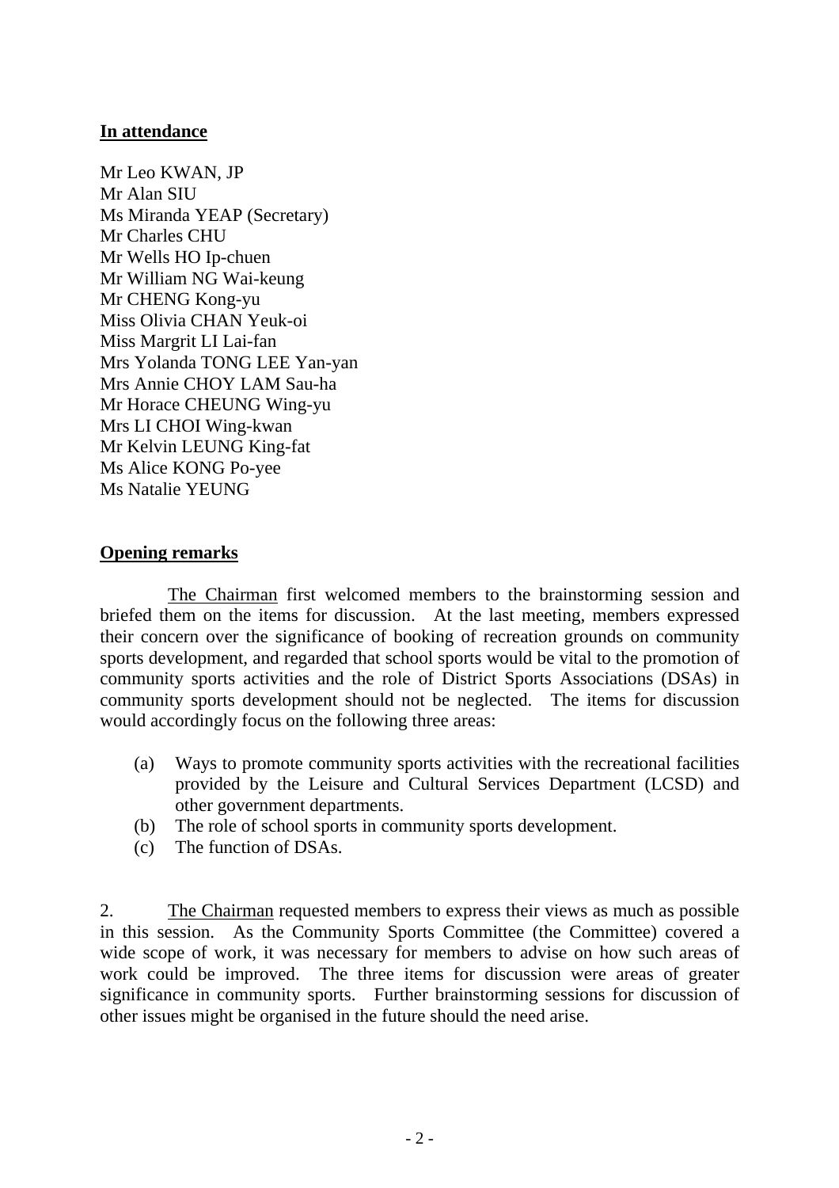**In attendance**

Mr Leo KWAN, JP
Mr Alan SIU
Ms Miranda YEAP (Secretary)
Mr Charles CHU
Mr Wells HO Ip-chuen
Mr William NG Wai-keung
Mr CHENG Kong-yu
Miss Olivia CHAN Yeuk-oi
Miss Margrit LI Lai-fan
Mrs Yolanda TONG LEE Yan-yan
Mrs Annie CHOY LAM Sau-ha
Mr Horace CHEUNG Wing-yu
Mrs LI CHOI Wing-kwan
Mr Kelvin LEUNG King-fat
Ms Alice KONG Po-yee
Ms Natalie YEUNG

**Opening remarks**

The Chairman first welcomed members to the brainstorming session and briefed them on the items for discussion. At the last meeting, members expressed their concern over the significance of booking of recreation grounds on community sports development, and regarded that school sports would be vital to the promotion of community sports activities and the role of District Sports Associations (DSAs) in community sports development should not be neglected. The items for discussion would accordingly focus on the following three areas:

(a) Ways to promote community sports activities with the recreational facilities provided by the Leisure and Cultural Services Department (LCSD) and other government departments.
(b) The role of school sports in community sports development.
(c) The function of DSAs.

2. The Chairman requested members to express their views as much as possible in this session. As the Community Sports Committee (the Committee) covered a wide scope of work, it was necessary for members to advise on how such areas of work could be improved. The three items for discussion were areas of greater significance in community sports. Further brainstorming sessions for discussion of other issues might be organised in the future should the need arise.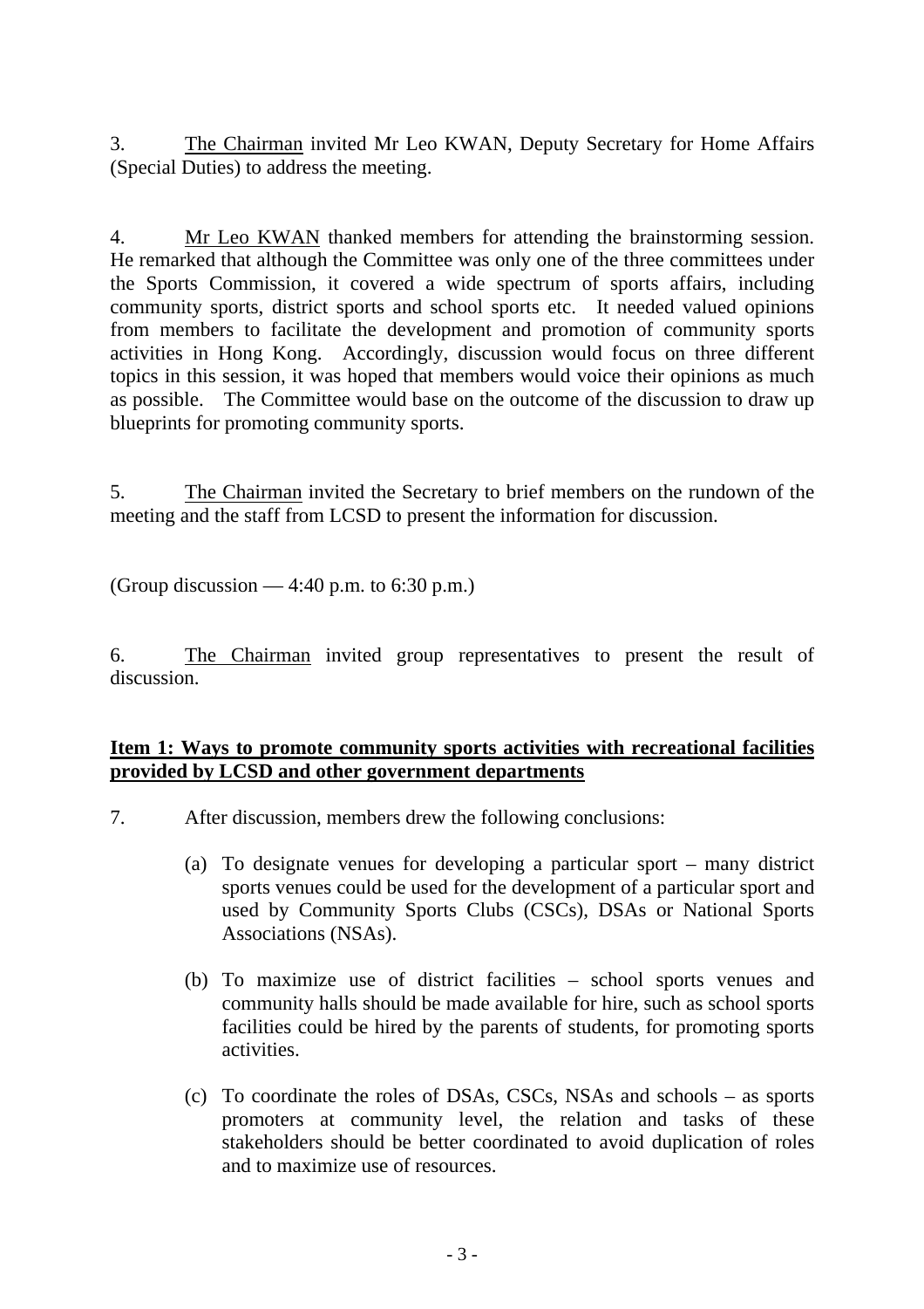3. The Chairman invited Mr Leo KWAN, Deputy Secretary for Home Affairs (Special Duties) to address the meeting.

4. Mr Leo KWAN thanked members for attending the brainstorming session. He remarked that although the Committee was only one of the three committees under the Sports Commission, it covered a wide spectrum of sports affairs, including community sports, district sports and school sports etc. It needed valued opinions from members to facilitate the development and promotion of community sports activities in Hong Kong. Accordingly, discussion would focus on three different topics in this session, it was hoped that members would voice their opinions as much as possible. The Committee would base on the outcome of the discussion to draw up blueprints for promoting community sports.

5. The Chairman invited the Secretary to brief members on the rundown of the meeting and the staff from LCSD to present the information for discussion.

(Group discussion — 4:40 p.m. to 6:30 p.m.)

6. The Chairman invited group representatives to present the result of discussion.

**Item 1: Ways to promote community sports activities with recreational facilities provided by LCSD and other government departments**

7. After discussion, members drew the following conclusions:

(a) To designate venues for developing a particular sport – many district sports venues could be used for the development of a particular sport and used by Community Sports Clubs (CSCs), DSAs or National Sports Associations (NSAs).

(b) To maximize use of district facilities – school sports venues and community halls should be made available for hire, such as school sports facilities could be hired by the parents of students, for promoting sports activities.

(c) To coordinate the roles of DSAs, CSCs, NSAs and schools – as sports promoters at community level, the relation and tasks of these stakeholders should be better coordinated to avoid duplication of roles and to maximize use of resources.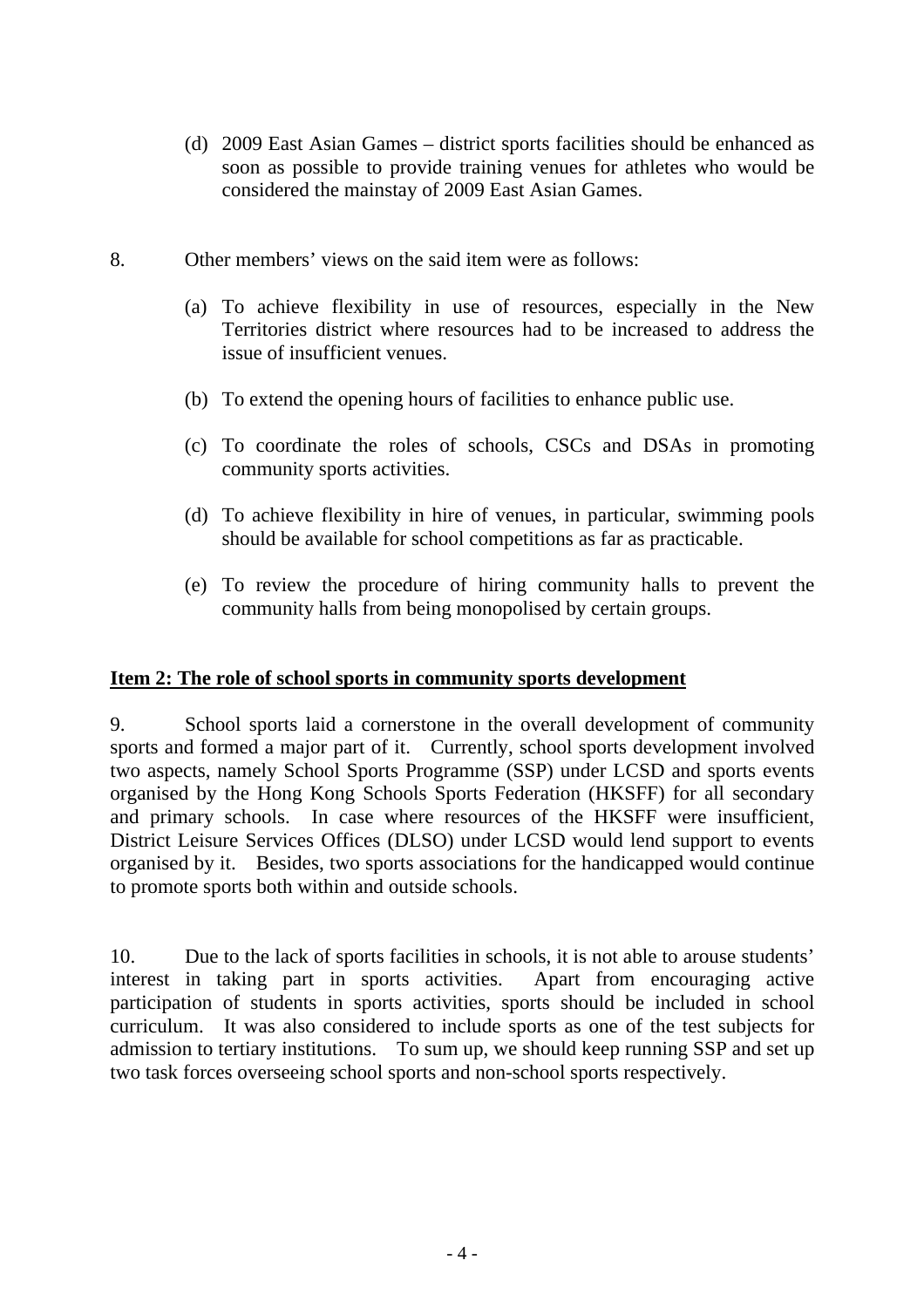(d) 2009 East Asian Games – district sports facilities should be enhanced as soon as possible to provide training venues for athletes who would be considered the mainstay of 2009 East Asian Games.

8. Other members' views on the said item were as follows:

(a) To achieve flexibility in use of resources, especially in the New Territories district where resources had to be increased to address the issue of insufficient venues.

(b) To extend the opening hours of facilities to enhance public use.

(c) To coordinate the roles of schools, CSCs and DSAs in promoting community sports activities.

(d) To achieve flexibility in hire of venues, in particular, swimming pools should be available for school competitions as far as practicable.

(e) To review the procedure of hiring community halls to prevent the community halls from being monopolised by certain groups.

**Item 2: The role of school sports in community sports development**

9. School sports laid a cornerstone in the overall development of community sports and formed a major part of it. Currently, school sports development involved two aspects, namely School Sports Programme (SSP) under LCSD and sports events organised by the Hong Kong Schools Sports Federation (HKSFF) for all secondary and primary schools. In case where resources of the HKSFF were insufficient, District Leisure Services Offices (DLSO) under LCSD would lend support to events organised by it. Besides, two sports associations for the handicapped would continue to promote sports both within and outside schools.

10. Due to the lack of sports facilities in schools, it is not able to arouse students' interest in taking part in sports activities. Apart from encouraging active participation of students in sports activities, sports should be included in school curriculum. It was also considered to include sports as one of the test subjects for admission to tertiary institutions. To sum up, we should keep running SSP and set up two task forces overseeing school sports and non-school sports respectively.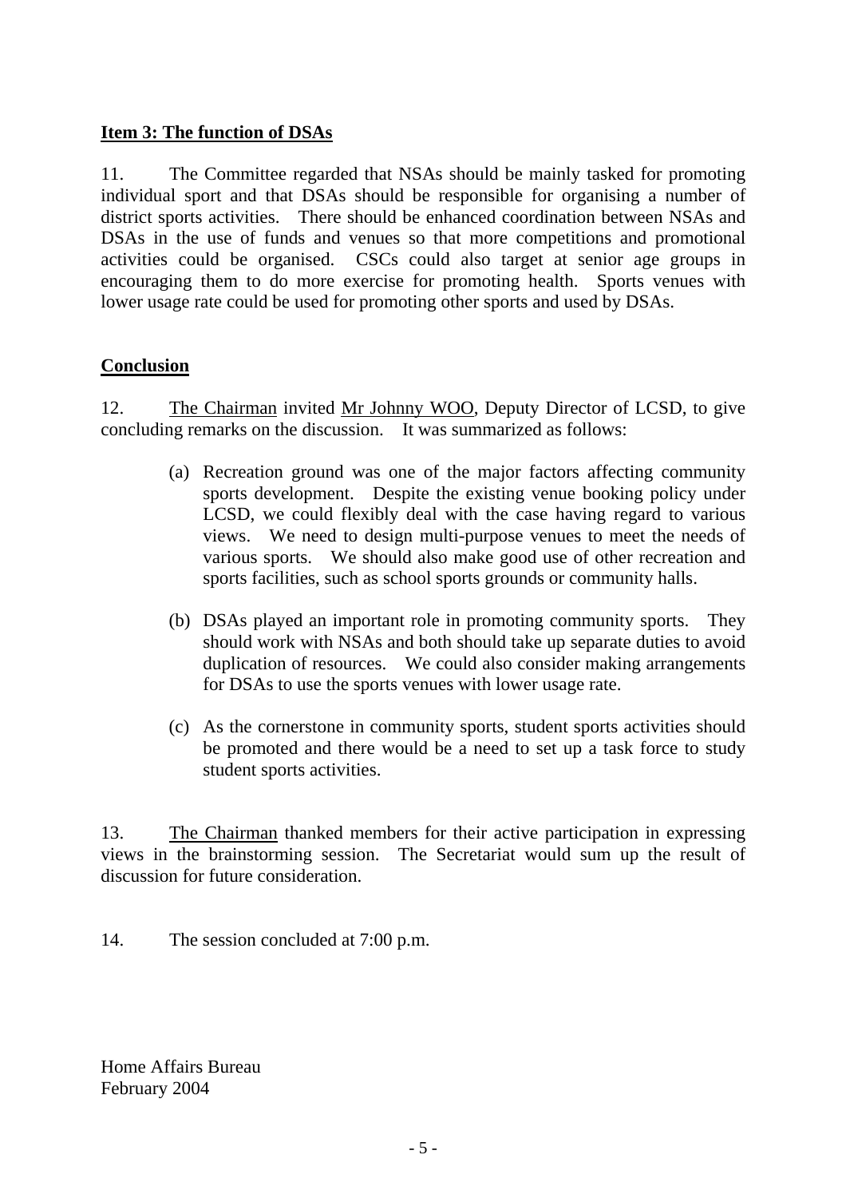**Item 3: The function of DSAs**

11. The Committee regarded that NSAs should be mainly tasked for promoting individual sport and that DSAs should be responsible for organising a number of district sports activities. There should be enhanced coordination between NSAs and DSAs in the use of funds and venues so that more competitions and promotional activities could be organised. CSCs could also target at senior age groups in encouraging them to do more exercise for promoting health. Sports venues with lower usage rate could be used for promoting other sports and used by DSAs.

**Conclusion**

12. The Chairman invited Mr Johnny WOO, Deputy Director of LCSD, to give concluding remarks on the discussion. It was summarized as follows:

(a) Recreation ground was one of the major factors affecting community sports development. Despite the existing venue booking policy under LCSD, we could flexibly deal with the case having regard to various views. We need to design multi-purpose venues to meet the needs of various sports. We should also make good use of other recreation and sports facilities, such as school sports grounds or community halls.

(b) DSAs played an important role in promoting community sports. They should work with NSAs and both should take up separate duties to avoid duplication of resources. We could also consider making arrangements for DSAs to use the sports venues with lower usage rate.

(c) As the cornerstone in community sports, student sports activities should be promoted and there would be a need to set up a task force to study student sports activities.

13. The Chairman thanked members for their active participation in expressing views in the brainstorming session. The Secretariat would sum up the result of discussion for future consideration.

14. The session concluded at 7:00 p.m.

Home Affairs Bureau
February 2004